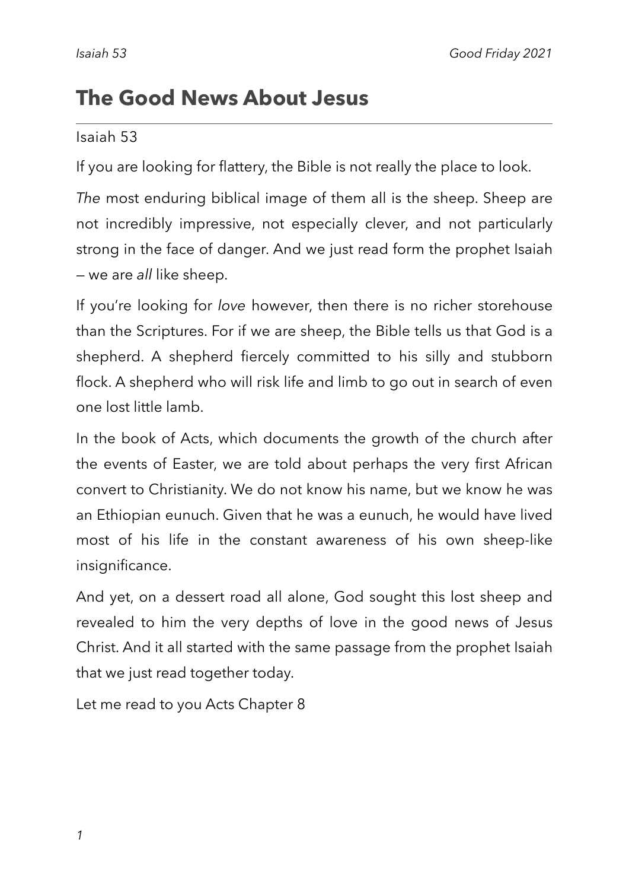# The Good News About Jesus

Isaiah 53

If you are looking for flattery, the Bible is not really the place to look.

*The* most enduring biblical image of them all is the sheep. Sheep are not incredibly impressive, not especially clever, and not particularly strong in the face of danger. And we just read form the prophet Isaiah — we are *all* like sheep.

If you're looking for *love* however, then there is no richer storehouse than the Scriptures. For if we are sheep, the Bible tells us that God is a shepherd. A shepherd fiercely committed to his silly and stubborn flock. A shepherd who will risk life and limb to go out in search of even one lost little lamb.

In the book of Acts, which documents the growth of the church after the events of Easter, we are told about perhaps the very first African convert to Christianity. We do not know his name, but we know he was an Ethiopian eunuch. Given that he was a eunuch, he would have lived most of his life in the constant awareness of his own sheep-like insignificance.

And yet, on a dessert road all alone, God sought this lost sheep and revealed to him the very depths of love in the good news of Jesus Christ. And it all started with the same passage from the prophet Isaiah that we just read together today.

Let me read to you Acts Chapter 8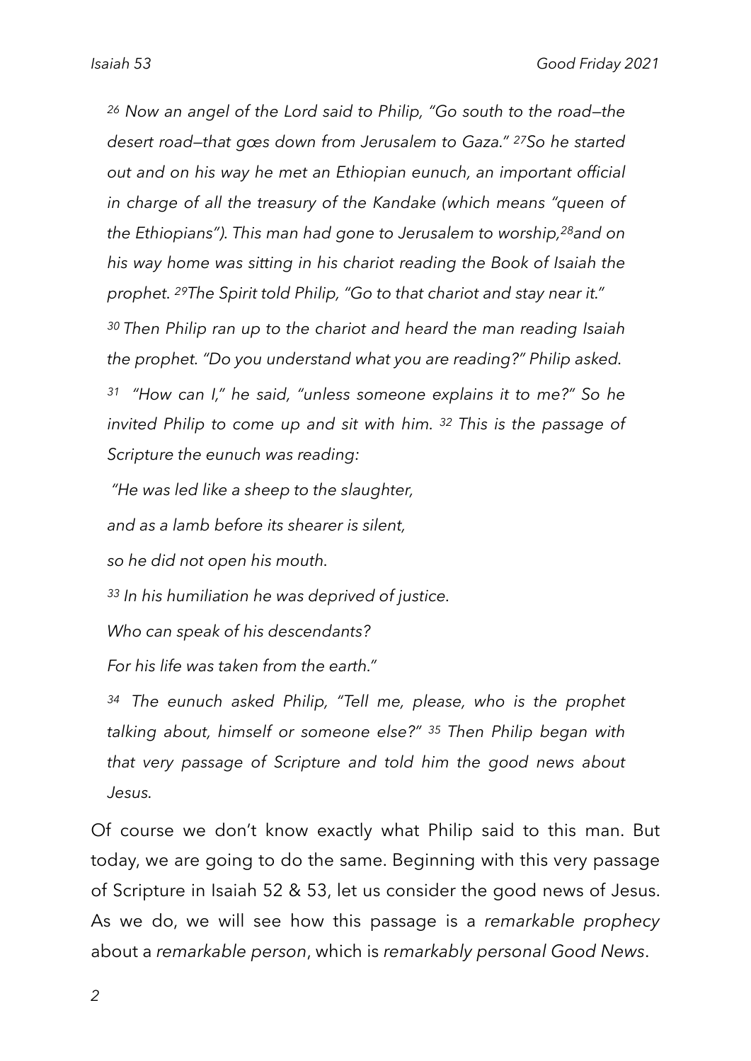*[26] Now an angel of the Lord said to Philip, "Go south to the road—the desert road—that gœs down from Jerusalem to Gaza." [27]So he started out and on his way he met an Ethiopian eunuch, an important official in charge of all the treasury of the Kandake (which means "queen of the Ethiopians"). This man had gone to Jerusalem to worship,[28]and on his way home was sitting in his chariot reading the Book of Isaiah the prophet. [29]The Spirit told Philip, "Go to that chariot and stay near it."*

*[30] Then Philip ran up to the chariot and heard the man reading Isaiah the prophet. "Do you understand what you are reading?" Philip asked.*

*[31] "How can I," he said, "unless someone explains it to me?" So he invited Philip to come up and sit with him. [32] This is the passage of Scripture the eunuch was reading:*

*"He was led like a sheep to the slaughter,*

*and as a lamb before its shearer is silent,*

*so he did not open his mouth.*

*[33] In his humiliation he was deprived of justice.*

*Who can speak of his descendants?*

*For his life was taken from the earth."*

*[34] The eunuch asked Philip, "Tell me, please, who is the prophet talking about, himself or someone else?" [35] Then Philip began with that very passage of Scripture and told him the good news about Jesus.*

Of course we don't know exactly what Philip said to this man. But today, we are going to do the same. Beginning with this very passage of Scripture in Isaiah 52 & 53, let us consider the good news of Jesus. As we do, we will see how this passage is a *remarkable prophecy* about a *remarkable person*, which is *remarkably personal Good News*.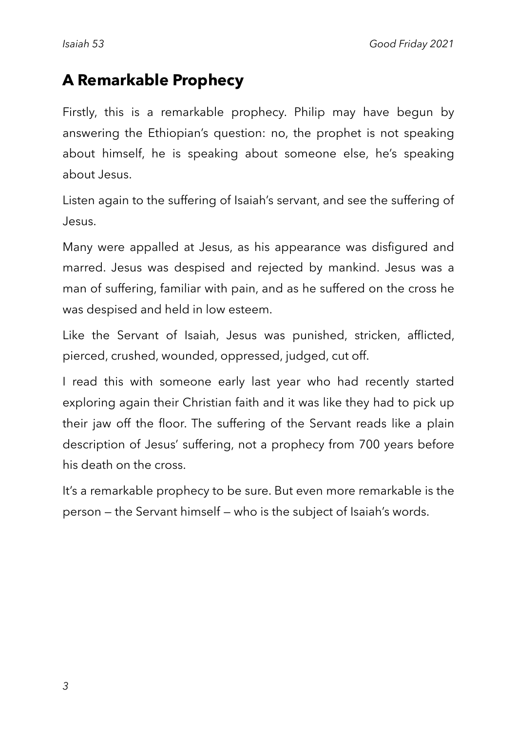## A Remarkable Prophecy

Firstly, this is a remarkable prophecy. Philip may have begun by answering the Ethiopian's question: no, the prophet is not speaking about himself, he is speaking about someone else, he's speaking about Jesus.

Listen again to the suffering of Isaiah's servant, and see the suffering of Jesus.

Many were appalled at Jesus, as his appearance was disfigured and marred. Jesus was despised and rejected by mankind. Jesus was a man of suffering, familiar with pain, and as he suffered on the cross he was despised and held in low esteem.

Like the Servant of Isaiah, Jesus was punished, stricken, afflicted, pierced, crushed, wounded, oppressed, judged, cut off.

I read this with someone early last year who had recently started exploring again their Christian faith and it was like they had to pick up their jaw off the floor. The suffering of the Servant reads like a plain description of Jesus' suffering, not a prophecy from 700 years before his death on the cross.

It's a remarkable prophecy to be sure. But even more remarkable is the person — the Servant himself — who is the subject of Isaiah's words.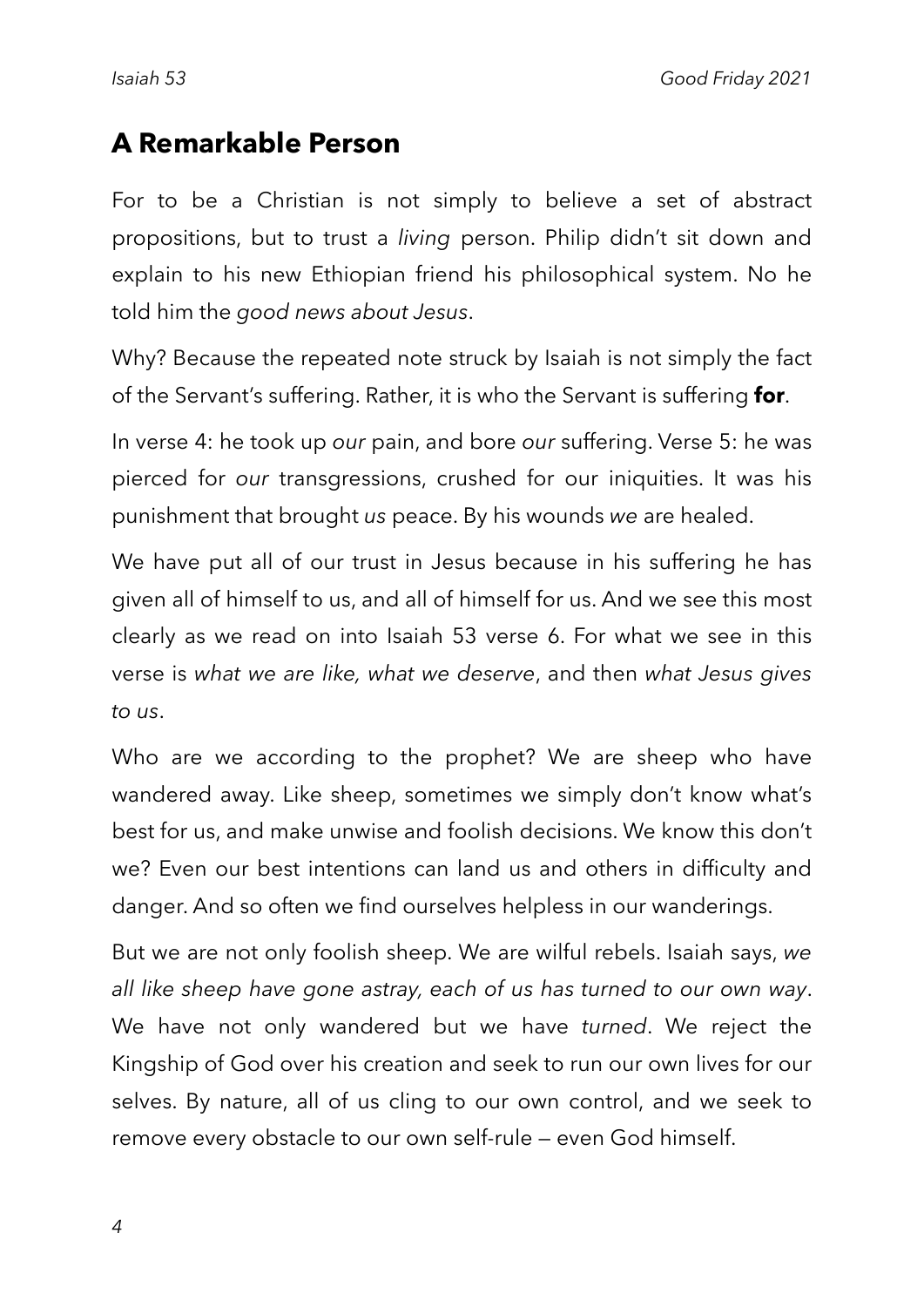## A Remarkable Person

For to be a Christian is not simply to believe a set of abstract propositions, but to trust a *living* person. Philip didn't sit down and explain to his new Ethiopian friend his philosophical system. No he told him the *good news about Jesus*.

Why? Because the repeated note struck by Isaiah is not simply the fact of the Servant's suffering. Rather, it is who the Servant is suffering **for**.

In verse 4: he took up *our* pain, and bore *our* suffering. Verse 5: he was pierced for *our* transgressions, crushed for our iniquities. It was his punishment that brought *us* peace. By his wounds *we* are healed.

We have put all of our trust in Jesus because in his suffering he has given all of himself to us, and all of himself for us. And we see this most clearly as we read on into Isaiah 53 verse 6. For what we see in this verse is *what we are like, what we deserve*, and then *what Jesus gives to us*.

Who are we according to the prophet? We are sheep who have wandered away. Like sheep, sometimes we simply don't know what's best for us, and make unwise and foolish decisions. We know this don't we? Even our best intentions can land us and others in difficulty and danger. And so often we find ourselves helpless in our wanderings.

But we are not only foolish sheep. We are wilful rebels. Isaiah says, *we all like sheep have gone astray, each of us has turned to our own way*. We have not only wandered but we have *turned*. We reject the Kingship of God over his creation and seek to run our own lives for our selves. By nature, all of us cling to our own control, and we seek to remove every obstacle to our own self-rule — even God himself.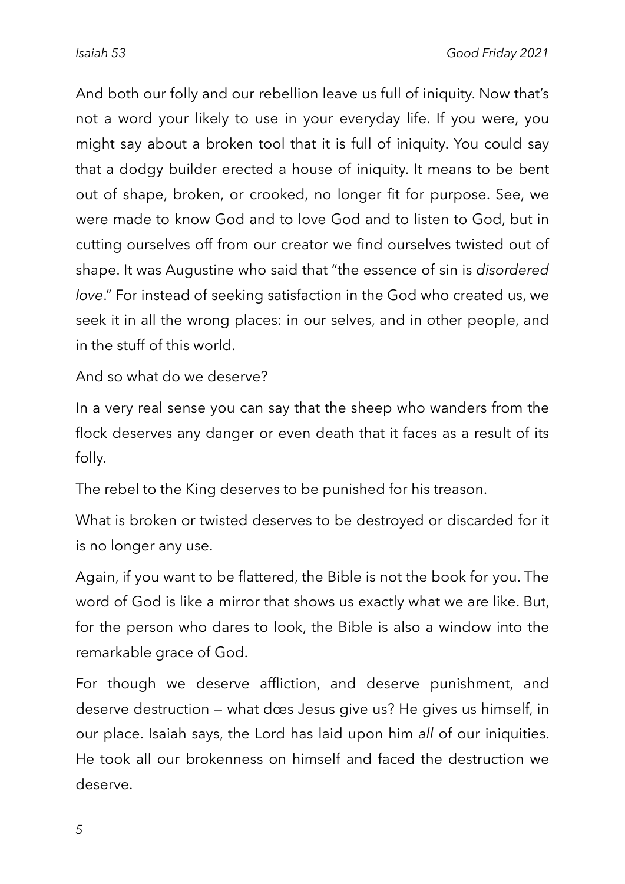And both our folly and our rebellion leave us full of iniquity. Now that's not a word your likely to use in your everyday life. If you were, you might say about a broken tool that it is full of iniquity. You could say that a dodgy builder erected a house of iniquity. It means to be bent out of shape, broken, or crooked, no longer fit for purpose. See, we were made to know God and to love God and to listen to God, but in cutting ourselves off from our creator we find ourselves twisted out of shape. It was Augustine who said that "the essence of sin is *disordered love*." For instead of seeking satisfaction in the God who created us, we seek it in all the wrong places: in our selves, and in other people, and in the stuff of this world.

And so what do we deserve?

In a very real sense you can say that the sheep who wanders from the flock deserves any danger or even death that it faces as a result of its folly.

The rebel to the King deserves to be punished for his treason.

What is broken or twisted deserves to be destroyed or discarded for it is no longer any use.

Again, if you want to be flattered, the Bible is not the book for you. The word of God is like a mirror that shows us exactly what we are like. But, for the person who dares to look, the Bible is also a window into the remarkable grace of God.

For though we deserve affliction, and deserve punishment, and deserve destruction — what dœs Jesus give us? He gives us himself, in our place. Isaiah says, the Lord has laid upon him *all* of our iniquities. He took all our brokenness on himself and faced the destruction we deserve.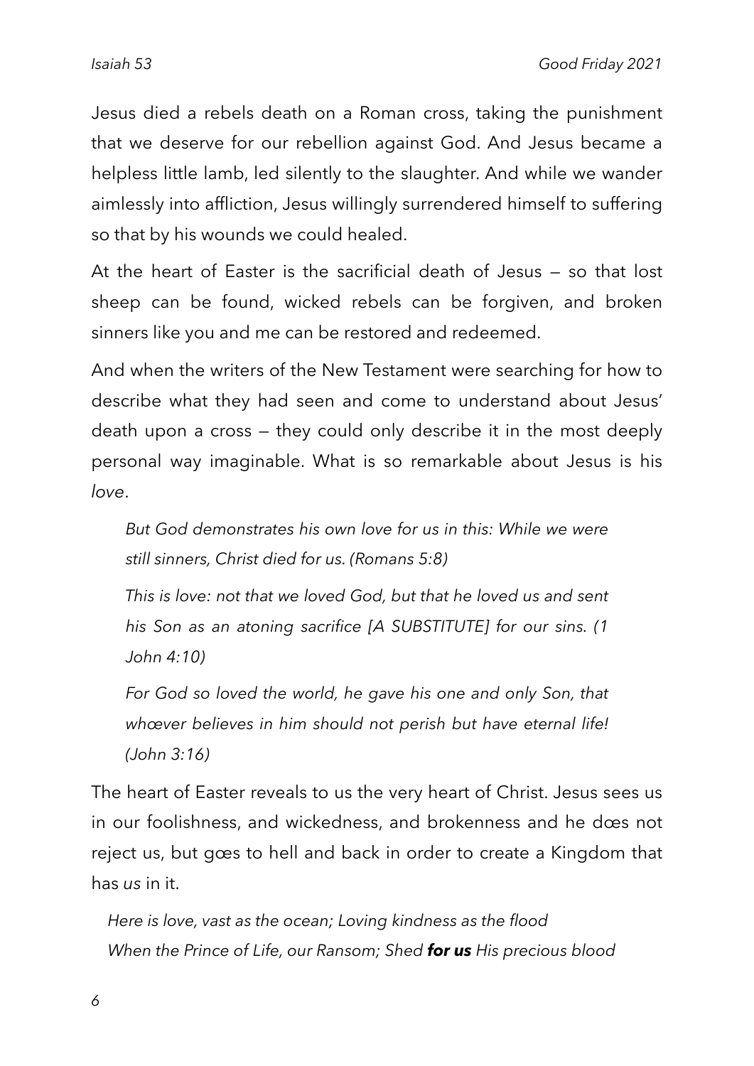Jesus died a rebels death on a Roman cross, taking the punishment that we deserve for our rebellion against God. And Jesus became a helpless little lamb, led silently to the slaughter. And while we wander aimlessly into affliction, Jesus willingly surrendered himself to suffering so that by his wounds we could healed.

At the heart of Easter is the sacrificial death of Jesus — so that lost sheep can be found, wicked rebels can be forgiven, and broken sinners like you and me can be restored and redeemed.

And when the writers of the New Testament were searching for how to describe what they had seen and come to understand about Jesus' death upon a cross — they could only describe it in the most deeply personal way imaginable. What is so remarkable about Jesus is his *love*.

> *But God demonstrates his own love for us in this: While we were still sinners, Christ died for us. (Romans 5:8)*
>
> *This is love: not that we loved God, but that he loved us and sent his Son as an atoning sacrifice [A SUBSTITUTE] for our sins. (1 John 4:10)*
>
> *For God so loved the world, he gave his one and only Son, that whœver believes in him should not perish but have eternal life! (John 3:16)*

The heart of Easter reveals to us the very heart of Christ. Jesus sees us in our foolishness, and wickedness, and brokenness and he dœs not reject us, but gœs to hell and back in order to create a Kingdom that has *us* in it.

> *Here is love, vast as the ocean; Loving kindness as the flood*
> *When the Prince of Life, our Ransom; Shed **for us** His precious blood*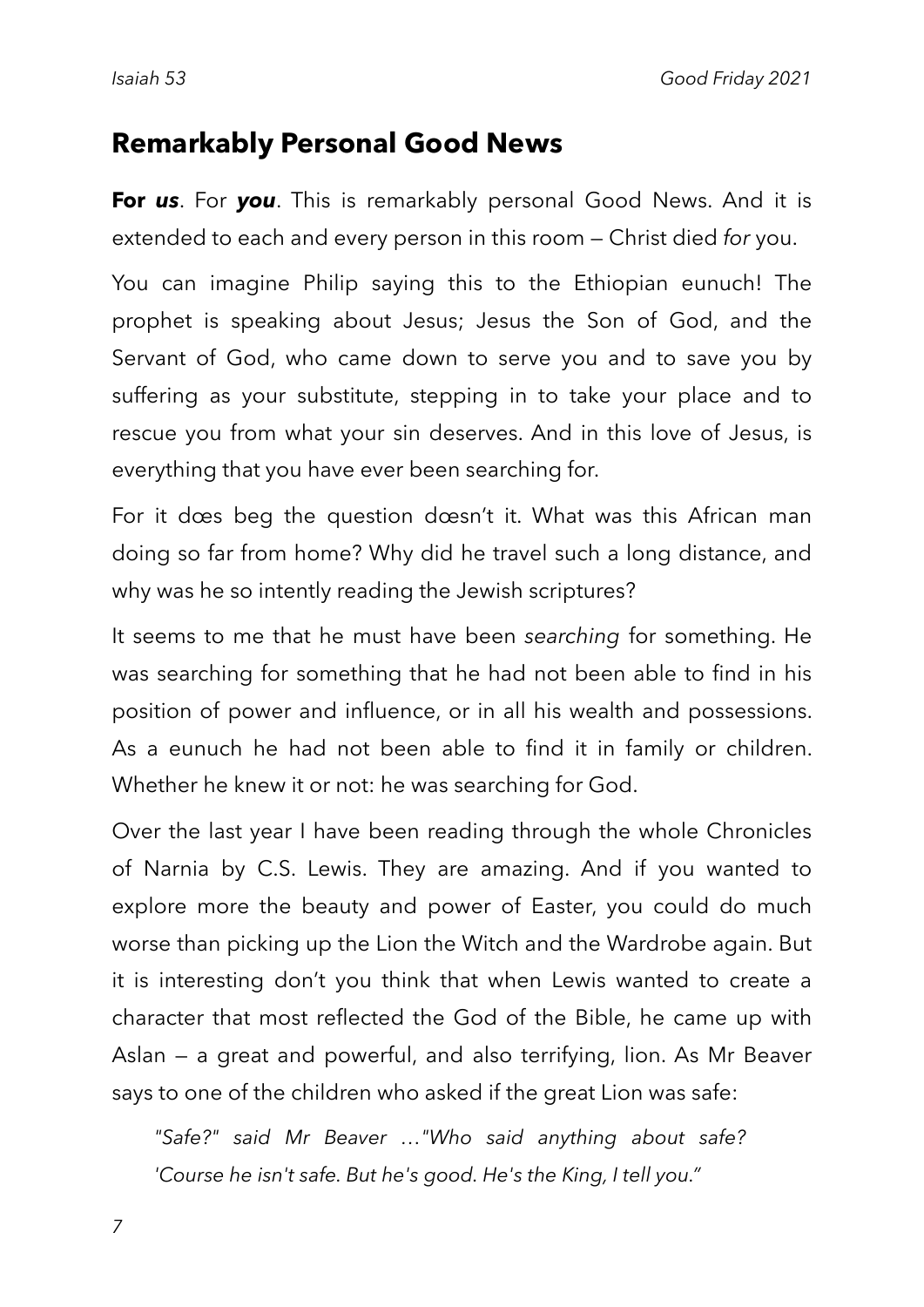## Remarkably Personal Good News

**For *us***. For ***you***. This is remarkably personal Good News. And it is extended to each and every person in this room — Christ died *for* you.

You can imagine Philip saying this to the Ethiopian eunuch! The prophet is speaking about Jesus; Jesus the Son of God, and the Servant of God, who came down to serve you and to save you by suffering as your substitute, stepping in to take your place and to rescue you from what your sin deserves. And in this love of Jesus, is everything that you have ever been searching for.

For it dœs beg the question dœsn't it. What was this African man doing so far from home? Why did he travel such a long distance, and why was he so intently reading the Jewish scriptures?

It seems to me that he must have been *searching* for something. He was searching for something that he had not been able to find in his position of power and influence, or in all his wealth and possessions. As a eunuch he had not been able to find it in family or children. Whether he knew it or not: he was searching for God.

Over the last year I have been reading through the whole Chronicles of Narnia by C.S. Lewis. They are amazing. And if you wanted to explore more the beauty and power of Easter, you could do much worse than picking up the Lion the Witch and the Wardrobe again. But it is interesting don't you think that when Lewis wanted to create a character that most reflected the God of the Bible, he came up with Aslan — a great and powerful, and also terrifying, lion. As Mr Beaver says to one of the children who asked if the great Lion was safe:

> *"Safe?" said Mr Beaver …"Who said anything about safe? 'Course he isn't safe. But he's good. He's the King, I tell you."*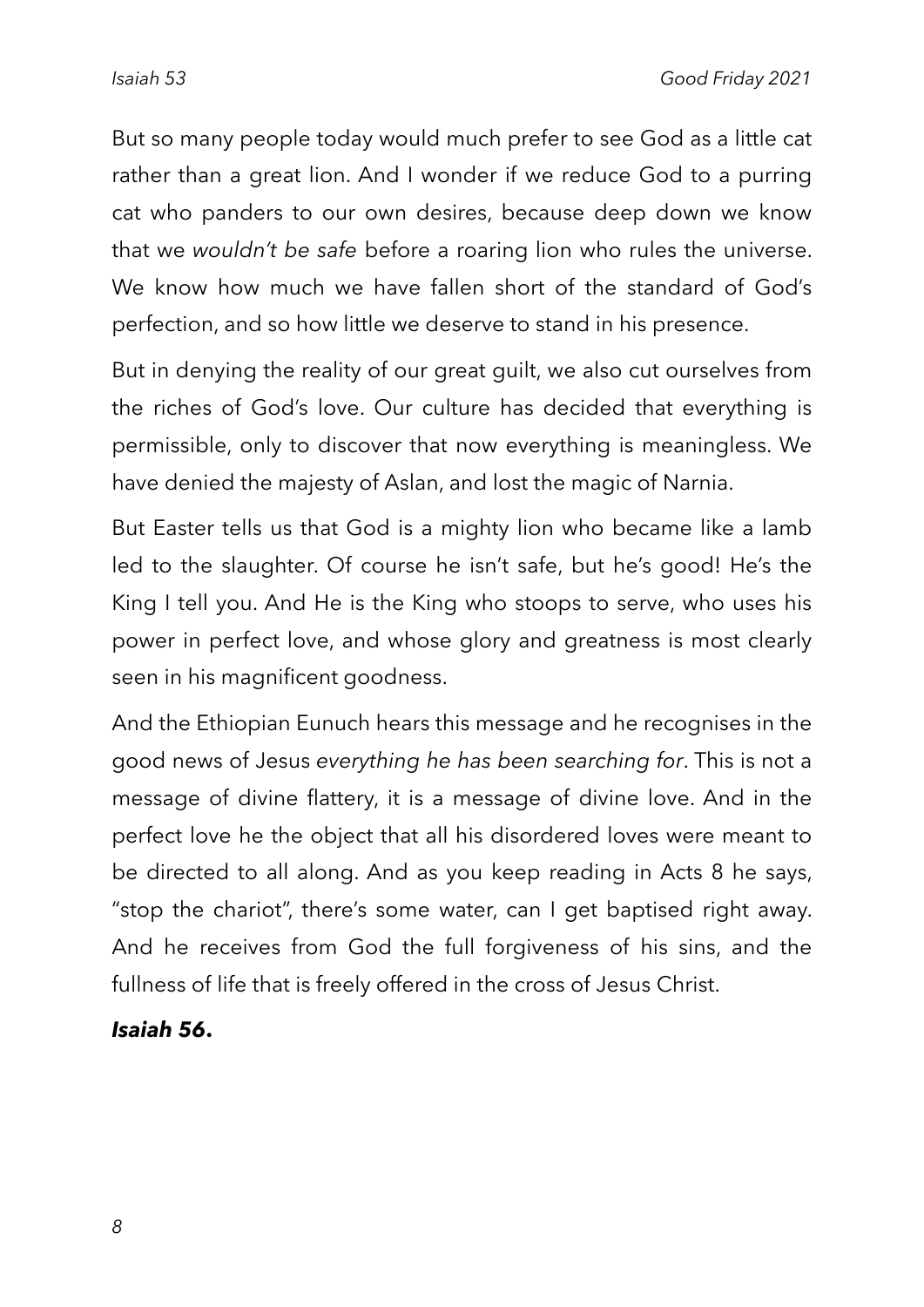But so many people today would much prefer to see God as a little cat rather than a great lion. And I wonder if we reduce God to a purring cat who panders to our own desires, because deep down we know that we *wouldn't be safe* before a roaring lion who rules the universe. We know how much we have fallen short of the standard of God's perfection, and so how little we deserve to stand in his presence.

But in denying the reality of our great guilt, we also cut ourselves from the riches of God's love. Our culture has decided that everything is permissible, only to discover that now everything is meaningless. We have denied the majesty of Aslan, and lost the magic of Narnia.

But Easter tells us that God is a mighty lion who became like a lamb led to the slaughter. Of course he isn't safe, but he's good! He's the King I tell you. And He is the King who stoops to serve, who uses his power in perfect love, and whose glory and greatness is most clearly seen in his magnificent goodness.

And the Ethiopian Eunuch hears this message and he recognises in the good news of Jesus *everything he has been searching for*. This is not a message of divine flattery, it is a message of divine love. And in the perfect love he the object that all his disordered loves were meant to be directed to all along. And as you keep reading in Acts 8 he says, "stop the chariot", there's some water, can I get baptised right away. And he receives from God the full forgiveness of his sins, and the fullness of life that is freely offered in the cross of Jesus Christ.

***Isaiah 56.***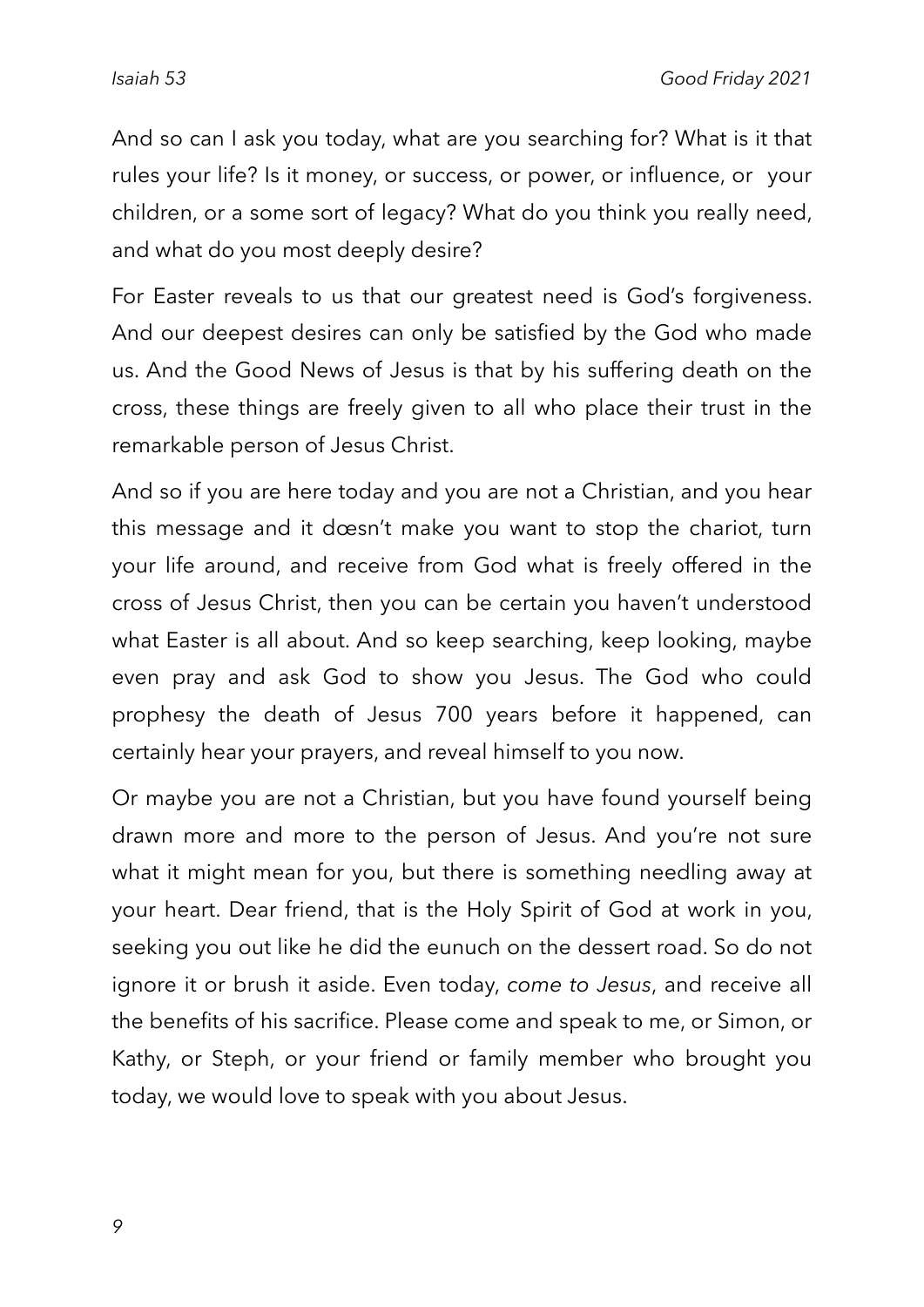And so can I ask you today, what are you searching for? What is it that rules your life? Is it money, or success, or power, or influence, or your children, or a some sort of legacy? What do you think you really need, and what do you most deeply desire?

For Easter reveals to us that our greatest need is God's forgiveness. And our deepest desires can only be satisfied by the God who made us. And the Good News of Jesus is that by his suffering death on the cross, these things are freely given to all who place their trust in the remarkable person of Jesus Christ.

And so if you are here today and you are not a Christian, and you hear this message and it dœsn't make you want to stop the chariot, turn your life around, and receive from God what is freely offered in the cross of Jesus Christ, then you can be certain you haven't understood what Easter is all about. And so keep searching, keep looking, maybe even pray and ask God to show you Jesus. The God who could prophesy the death of Jesus 700 years before it happened, can certainly hear your prayers, and reveal himself to you now.

Or maybe you are not a Christian, but you have found yourself being drawn more and more to the person of Jesus. And you're not sure what it might mean for you, but there is something needling away at your heart. Dear friend, that is the Holy Spirit of God at work in you, seeking you out like he did the eunuch on the dessert road. So do not ignore it or brush it aside. Even today, *come to Jesus*, and receive all the benefits of his sacrifice. Please come and speak to me, or Simon, or Kathy, or Steph, or your friend or family member who brought you today, we would love to speak with you about Jesus.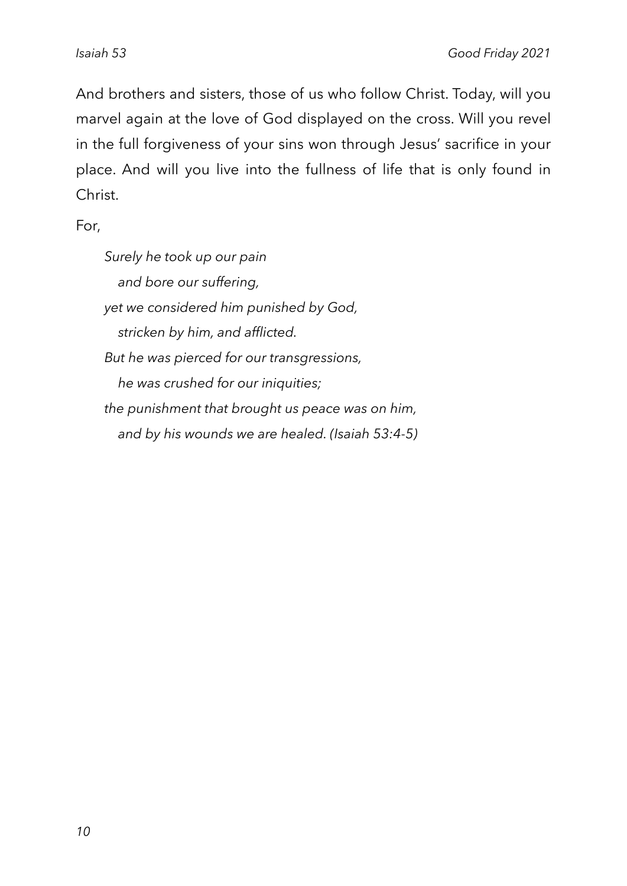And brothers and sisters, those of us who follow Christ. Today, will you marvel again at the love of God displayed on the cross. Will you revel in the full forgiveness of your sins won through Jesus' sacrifice in your place. And will you live into the fullness of life that is only found in Christ.

For,

> *Surely he took up our pain*
> *and bore our suffering,*
> *yet we considered him punished by God,*
> *stricken by him, and afflicted.*
> *But he was pierced for our transgressions,*
> *he was crushed for our iniquities;*
> *the punishment that brought us peace was on him,*
> *and by his wounds we are healed. (Isaiah 53:4-5)*